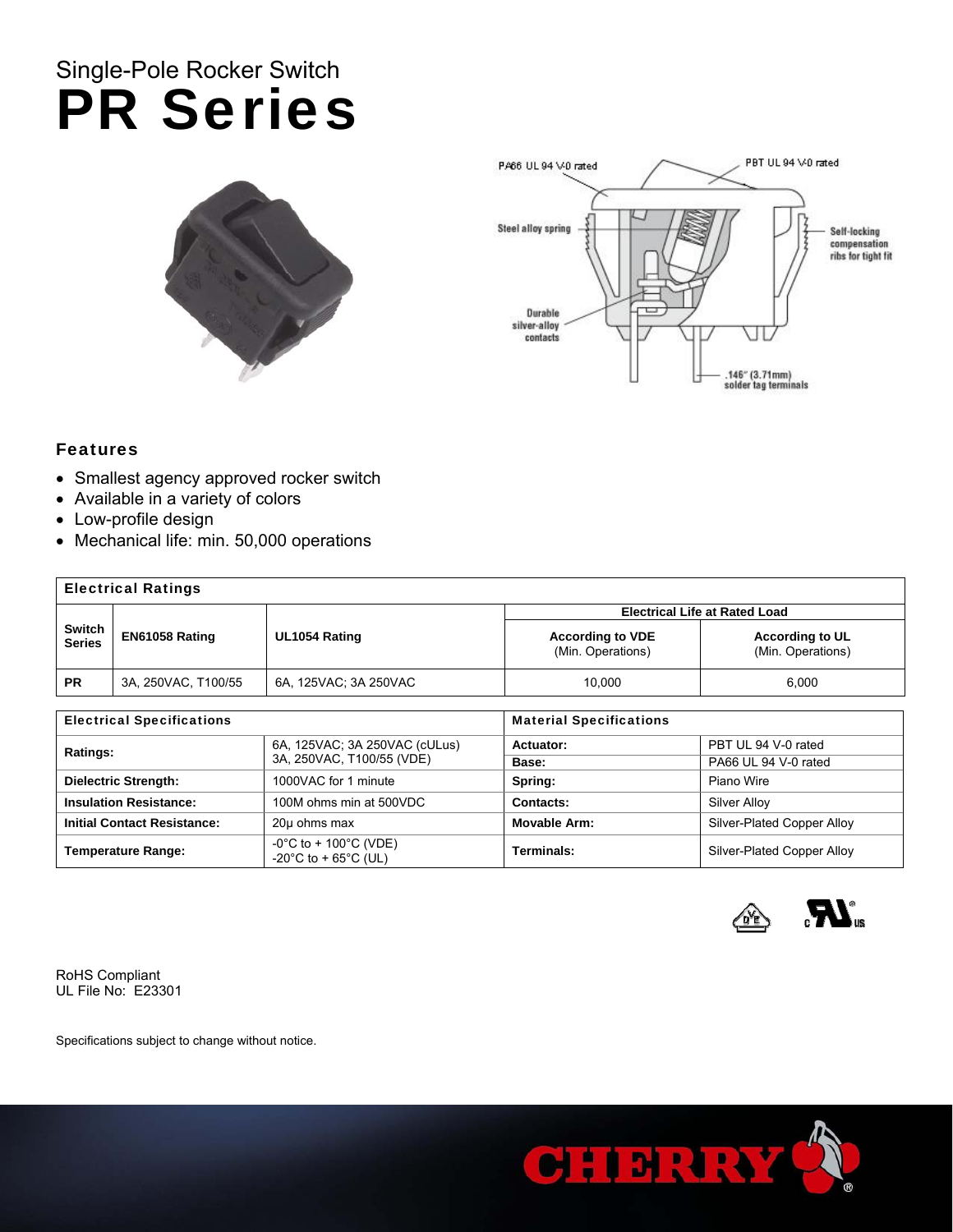# Single-Pole Rocker Switch
# PR Series

PA66 UL 94 V-0 rated

PBT UL 94 V-0 rated

Steel alloy spring

Self-locking compensation ribs for tight fit

Durable silver-alloy contacts

.146" (3.71mm) solder tag terminals

## Features

- Smallest agency approved rocker switch
- Available in a variety of colors
- Low-profile design
- Mechanical life: min. 50,000 operations

**Electrical Ratings**

| Switch Series | EN61058 Rating | UL1054 Rating | Electrical Life at Rated Load | |
|---|---|---|---|---|
| | | | **According to VDE** (Min. Operations) | **According to UL** (Min. Operations) |
| **PR** | 3A, 250VAC, T100/55 | 6A, 125VAC; 3A 250VAC | 10,000 | 6,000 |

| Electrical Specifications | | Material Specifications | |
|---|---|---|---|
| **Ratings:** | 6A, 125VAC; 3A 250VAC (cULus) 3A, 250VAC, T100/55 (VDE) | **Actuator:** | PBT UL 94 V-0 rated |
| | | **Base:** | PA66 UL 94 V-0 rated |
| **Dielectric Strength:** | 1000VAC for 1 minute | **Spring:** | Piano Wire |
| **Insulation Resistance:** | 100M ohms min at 500VDC | **Contacts:** | Silver Alloy |
| **Initial Contact Resistance:** | 20μ ohms max | **Movable Arm:** | Silver-Plated Copper Alloy |
| **Temperature Range:** | -0°C to + 100°C (VDE) -20°C to + 65°C (UL) | **Terminals:** | Silver-Plated Copper Alloy |

RoHS Compliant
UL File No: E23301

Specifications subject to change without notice.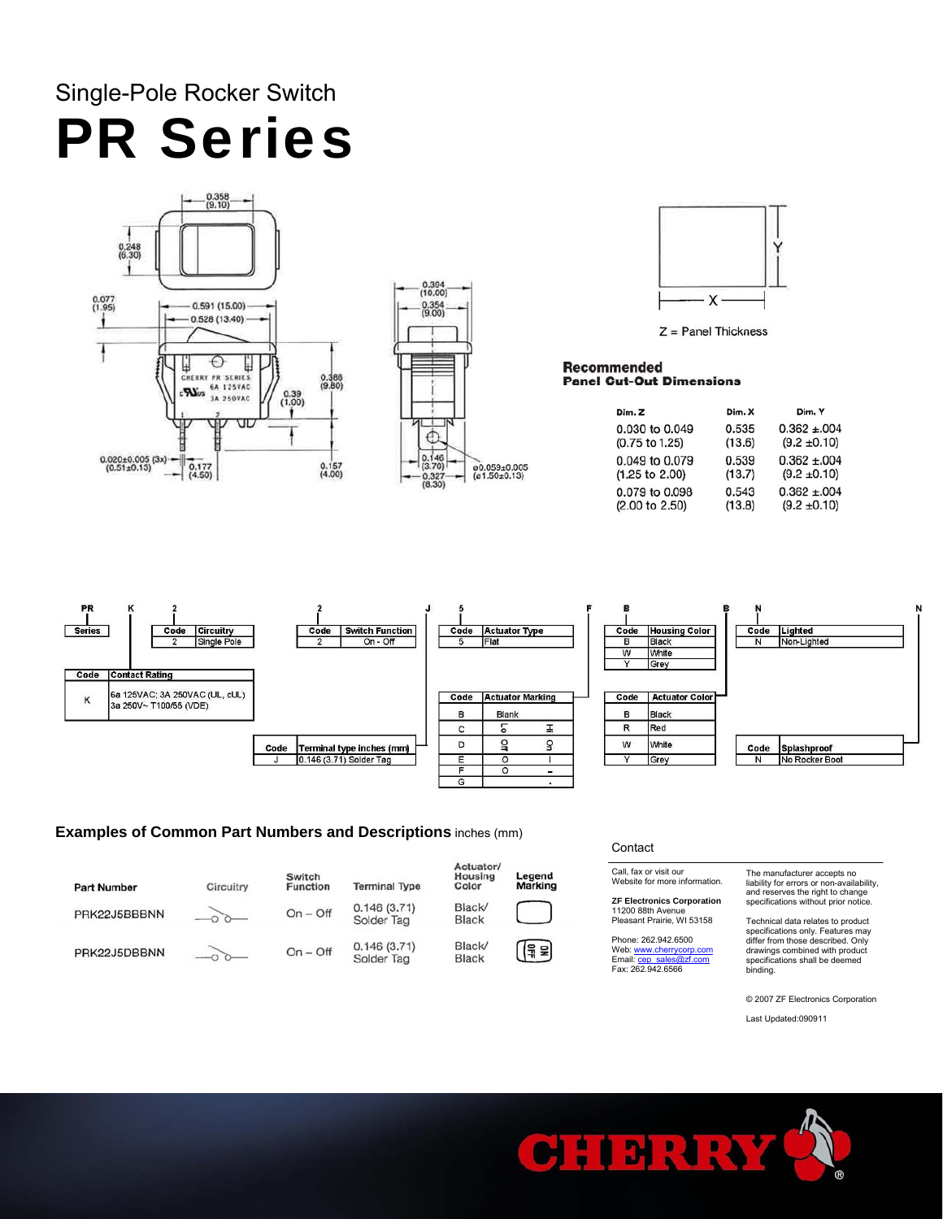Single-Pole Rocker Switch

# PR Series

0.358 (9.10)

0.248 (6.30)

0.077 (1.95)

0.591 (15.00)

0.528 (13.40)

0.386 (9.80)

0.39 (1.00)

CHERRY PR SERIES 6A 125VAC 3A 250VAC

0.020±0.005 (3x) (0.51±0.13)

0.177 (4.50)

0.157 (4.00)

0.394 (10.00)

0.354 (9.00)

0.146 (3.70)

0.327 (8.30)

ø0.059±0.005 (ø1.50±0.13)

Y

X

Z = Panel Thickness

## Recommended Panel Cut-Out Dimensions

| Dim. Z | Dim. X | Dim. Y |
|---|---|---|
| 0.030 to 0.049 (0.75 to 1.25) | 0.535 (13.6) | 0.362 ±.004 (9.2 ±0.10) |
| 0.049 to 0.079 (1.25 to 2.00) | 0.539 (13.7) | 0.362 ±.004 (9.2 ±0.10) |
| 0.079 to 0.098 (2.00 to 2.50) | 0.543 (13.8) | 0.362 ±.004 (9.2 ±0.10) |

PR K 2 2 J 5 F B B N N

| Series |
|---|
| PR |

| Code | Contact Rating |
|---|---|
| K | 6a 125VAC; 3A 250VAC (UL, cUL) 3a 250V~ T100/55 (VDE) |

| Code | Circuitry |
|---|---|
| 2 | Single Pole |

| Code | Switch Function |
|---|---|
| 2 | On - Off |

| Code | Terminal type inches (mm) |
|---|---|
| J | 0.146 (3.71) Solder Tag |

| Code | Actuator Type |
|---|---|
| 5 | Flat |

| Code | Actuator Marking | |
|---|---|---|
| B | Blank | |
| C | Lo | Hi |
| D | Off | On |
| E | O | I |
| F | O | – |
| G | | • |

| Code | Housing Color |
|---|---|
| B | Black |
| W | White |
| Y | Grey |

| Code | Actuator Color |
|---|---|
| B | Black |
| R | Red |
| W | White |
| Y | Grey |

| Code | Lighted |
|---|---|
| N | Non-Lighted |

| Code | Splashproof |
|---|---|
| N | No Rocker Boot |

### Examples of Common Part Numbers and Descriptions inches (mm)

| Part Number | Circuitry | Switch Function | Terminal Type | Actuator/ Housing Color | Legend Marking |
|---|---|---|---|---|---|
| PRK22J5BBBNN | | On – Off | 0.146 (3.71) Solder Tag | Black/ Black | |
| PRK22J5DBBNN | | On – Off | 0.146 (3.71) Solder Tag | Black/ Black | OFF ON |

Contact

Call, fax or visit our Website for more information.

**ZF Electronics Corporation**
11200 88th Avenue
Pleasant Prairie, WI 53158

Phone: 262.942.6500
Web: www.cherrycorp.com
Email: cep_sales@zf.com
Fax: 262.942.6566

The manufacturer accepts no liability for errors or non-availability, and reserves the right to change specifications without prior notice.

Technical data relates to product specifications only. Features may differ from those described. Only drawings combined with product specifications shall be deemed binding.

© 2007 ZF Electronics Corporation

Last Updated:090911

CHERRY